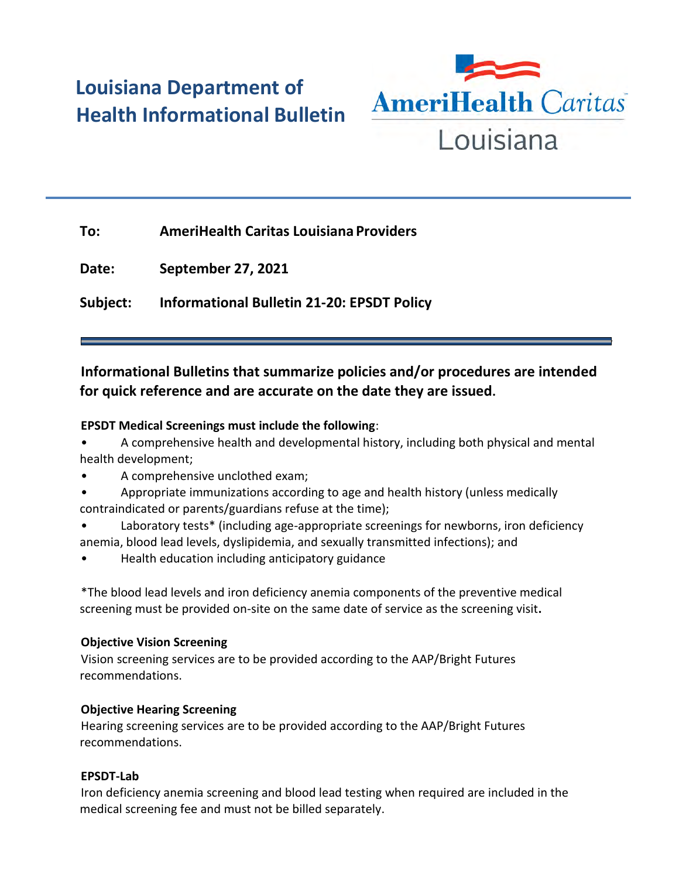# Louisiana Department of Health Informational Bulletin

AmeriHealth Caritas Louisiana

**To:** AmeriHealth Caritas Louisiana Providers

**Date:** September 27, 2021

**Subject:** Informational Bulletin 21-20: EPSDT Policy

---

**Informational Bulletins that summarize policies and/or procedures are intended for quick reference and are accurate on the date they are issued.**

**EPSDT Medical Screenings must include the following**:

- A comprehensive health and developmental history, including both physical and mental health development;
- A comprehensive unclothed exam;
- Appropriate immunizations according to age and health history (unless medically contraindicated or parents/guardians refuse at the time);
- Laboratory tests* (including age-appropriate screenings for newborns, iron deficiency anemia, blood lead levels, dyslipidemia, and sexually transmitted infections); and
- Health education including anticipatory guidance

*The blood lead levels and iron deficiency anemia components of the preventive medical screening must be provided on-site on the same date of service as the screening visit**.**

**Objective Vision Screening**

Vision screening services are to be provided according to the AAP/Bright Futures recommendations.

**Objective Hearing Screening**

Hearing screening services are to be provided according to the AAP/Bright Futures recommendations.

**EPSDT-Lab**

Iron deficiency anemia screening and blood lead testing when required are included in the medical screening fee and must not be billed separately.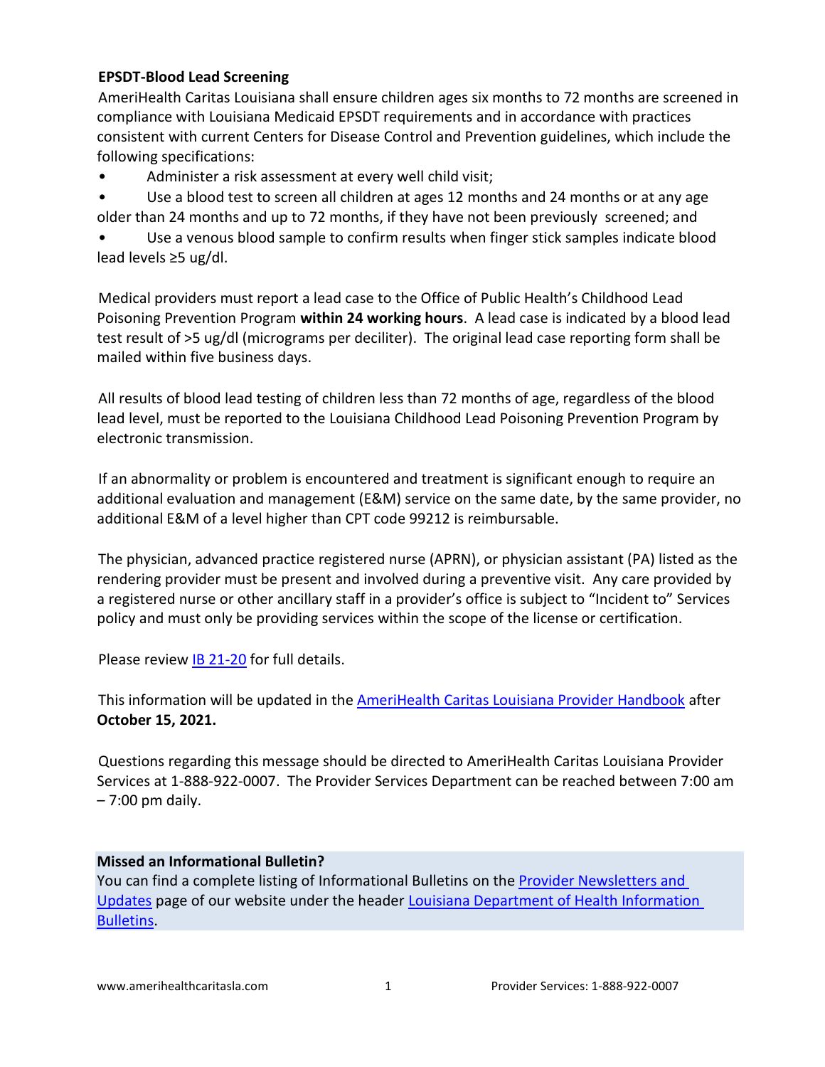**EPSDT-Blood Lead Screening**

AmeriHealth Caritas Louisiana shall ensure children ages six months to 72 months are screened in compliance with Louisiana Medicaid EPSDT requirements and in accordance with practices consistent with current Centers for Disease Control and Prevention guidelines, which include the following specifications:

- Administer a risk assessment at every well child visit;
- Use a blood test to screen all children at ages 12 months and 24 months or at any age older than 24 months and up to 72 months, if they have not been previously screened; and
- Use a venous blood sample to confirm results when finger stick samples indicate blood lead levels ≥5 ug/dl.

Medical providers must report a lead case to the Office of Public Health's Childhood Lead Poisoning Prevention Program **within 24 working hours**. A lead case is indicated by a blood lead test result of >5 ug/dl (micrograms per deciliter). The original lead case reporting form shall be mailed within five business days.

All results of blood lead testing of children less than 72 months of age, regardless of the blood lead level, must be reported to the Louisiana Childhood Lead Poisoning Prevention Program by electronic transmission.

If an abnormality or problem is encountered and treatment is significant enough to require an additional evaluation and management (E&M) service on the same date, by the same provider, no additional E&M of a level higher than CPT code 99212 is reimbursable.

The physician, advanced practice registered nurse (APRN), or physician assistant (PA) listed as the rendering provider must be present and involved during a preventive visit. Any care provided by a registered nurse or other ancillary staff in a provider's office is subject to "Incident to" Services policy and must only be providing services within the scope of the license or certification.

Please review [IB 21-20] for full details.

This information will be updated in the [AmeriHealth Caritas Louisiana Provider Handbook] after **October 15, 2021.**

Questions regarding this message should be directed to AmeriHealth Caritas Louisiana Provider Services at 1-888-922-0007. The Provider Services Department can be reached between 7:00 am – 7:00 pm daily.

**Missed an Informational Bulletin?**

You can find a complete listing of Informational Bulletins on the [Provider Newsletters and Updates] page of our website under the header [Louisiana Department of Health Information Bulletins].